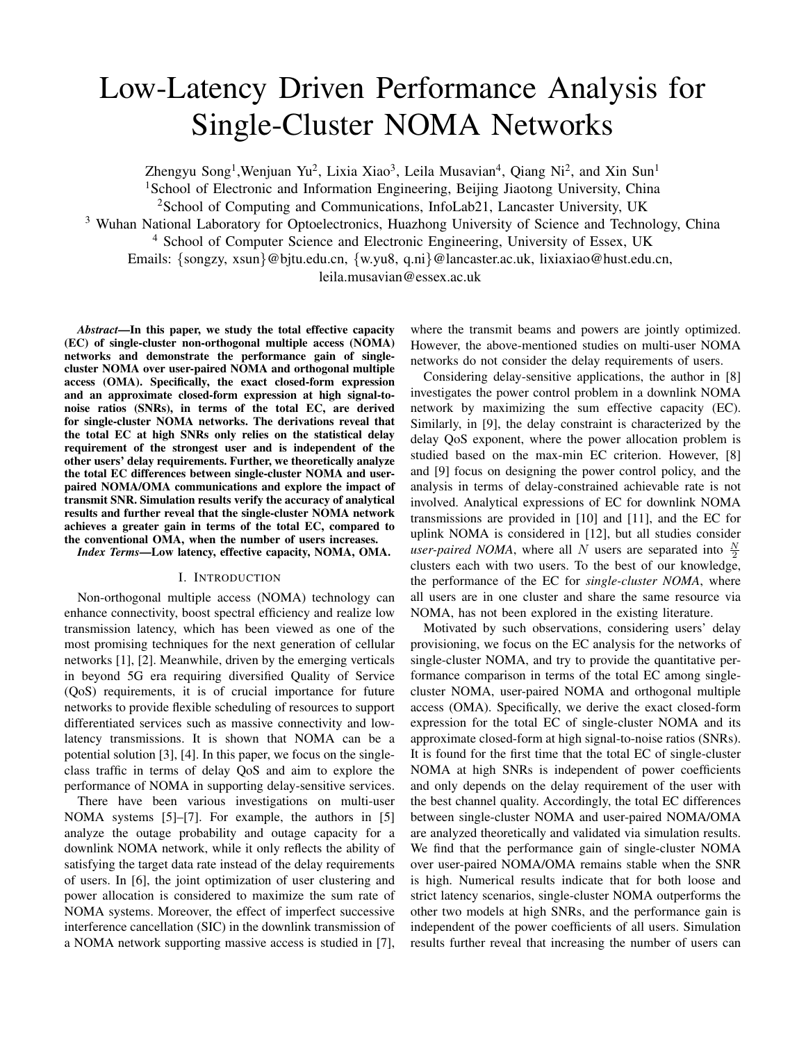# Low-Latency Driven Performance Analysis for Single-Cluster NOMA Networks

Zhengyu Song[1], Wenjuan Yu[2], Lixia Xiao[3], Leila Musavian[4], Qiang Ni[2], and Xin Sun[1]

[1]School of Electronic and Information Engineering, Beijing Jiaotong University, China

[2]School of Computing and Communications, InfoLab21, Lancaster University, UK

[3] Wuhan National Laboratory for Optoelectronics, Huazhong University of Science and Technology, China

[4] School of Computer Science and Electronic Engineering, University of Essex, UK

Emails: {songzy, xsun}@bjtu.edu.cn, {w.yu8, q.ni}@lancaster.ac.uk, lixiaxiao@hust.edu.cn, leila.musavian@essex.ac.uk

***Abstract*—In this paper, we study the total effective capacity (EC) of single-cluster non-orthogonal multiple access (NOMA) networks and demonstrate the performance gain of single-cluster NOMA over user-paired NOMA and orthogonal multiple access (OMA). Specifically, the exact closed-form expression and an approximate closed-form expression at high signal-to-noise ratios (SNRs), in terms of the total EC, are derived for single-cluster NOMA networks. The derivations reveal that the total EC at high SNRs only relies on the statistical delay requirement of the strongest user and is independent of the other users' delay requirements. Further, we theoretically analyze the total EC differences between single-cluster NOMA and user-paired NOMA/OMA communications and explore the impact of transmit SNR. Simulation results verify the accuracy of analytical results and further reveal that the single-cluster NOMA network achieves a greater gain in terms of the total EC, compared to the conventional OMA, when the number of users increases.**

***Index Terms*—Low latency, effective capacity, NOMA, OMA.**

## I. Introduction

Non-orthogonal multiple access (NOMA) technology can enhance connectivity, boost spectral efficiency and realize low transmission latency, which has been viewed as one of the most promising techniques for the next generation of cellular networks [1], [2]. Meanwhile, driven by the emerging verticals in beyond 5G era requiring diversified Quality of Service (QoS) requirements, it is of crucial importance for future networks to provide flexible scheduling of resources to support differentiated services such as massive connectivity and low-latency transmissions. It is shown that NOMA can be a potential solution [3], [4]. In this paper, we focus on the single-class traffic in terms of delay QoS and aim to explore the performance of NOMA in supporting delay-sensitive services.

There have been various investigations on multi-user NOMA systems [5]–[7]. For example, the authors in [5] analyze the outage probability and outage capacity for a downlink NOMA network, while it only reflects the ability of satisfying the target data rate instead of the delay requirements of users. In [6], the joint optimization of user clustering and power allocation is considered to maximize the sum rate of NOMA systems. Moreover, the effect of imperfect successive interference cancellation (SIC) in the downlink transmission of a NOMA network supporting massive access is studied in [7], where the transmit beams and powers are jointly optimized. However, the above-mentioned studies on multi-user NOMA networks do not consider the delay requirements of users.

Considering delay-sensitive applications, the author in [8] investigates the power control problem in a downlink NOMA network by maximizing the sum effective capacity (EC). Similarly, in [9], the delay constraint is characterized by the delay QoS exponent, where the power allocation problem is studied based on the max-min EC criterion. However, [8] and [9] focus on designing the power control policy, and the analysis in terms of delay-constrained achievable rate is not involved. Analytical expressions of EC for downlink NOMA transmissions are provided in [10] and [11], and the EC for uplink NOMA is considered in [12], but all studies consider *user-paired NOMA*, where all $N$ users are separated into $\frac{N}{2}$ clusters each with two users. To the best of our knowledge, the performance of the EC for *single-cluster NOMA*, where all users are in one cluster and share the same resource via NOMA, has not been explored in the existing literature.

Motivated by such observations, considering users' delay provisioning, we focus on the EC analysis for the networks of single-cluster NOMA, and try to provide the quantitative performance comparison in terms of the total EC among single-cluster NOMA, user-paired NOMA and orthogonal multiple access (OMA). Specifically, we derive the exact closed-form expression for the total EC of single-cluster NOMA and its approximate closed-form at high signal-to-noise ratios (SNRs). It is found for the first time that the total EC of single-cluster NOMA at high SNRs is independent of power coefficients and only depends on the delay requirement of the user with the best channel quality. Accordingly, the total EC differences between single-cluster NOMA and user-paired NOMA/OMA are analyzed theoretically and validated via simulation results. We find that the performance gain of single-cluster NOMA over user-paired NOMA/OMA remains stable when the SNR is high. Numerical results indicate that for both loose and strict latency scenarios, single-cluster NOMA outperforms the other two models at high SNRs, and the performance gain is independent of the power coefficients of all users. Simulation results further reveal that increasing the number of users can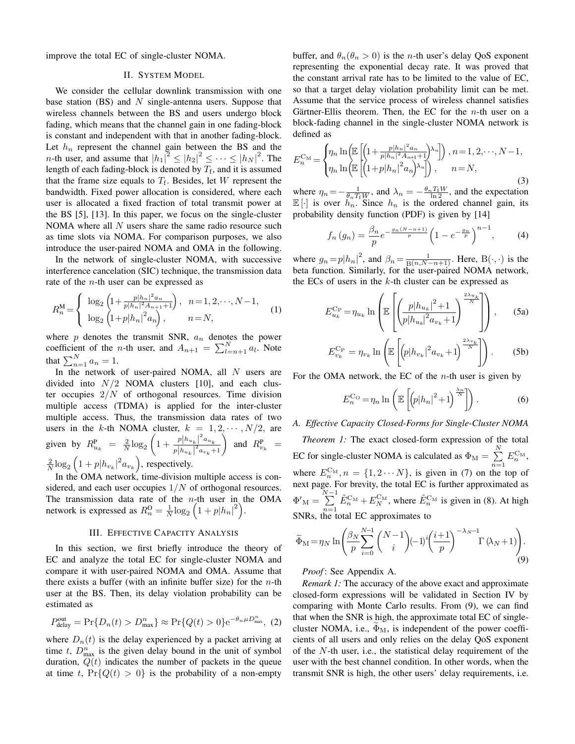improve the total EC of single-cluster NOMA.

## II. System Model

We consider the cellular downlink transmission with one base station (BS) and $N$ single-antenna users. Suppose that wireless channels between the BS and users undergo block fading, which means that the channel gain in one fading-block is constant and independent with that in another fading-block. Let $h_n$ represent the channel gain between the BS and the $n$-th user, and assume that $|h_1|^2 \leq |h_2|^2 \leq \cdots \leq |h_N|^2$. The length of each fading-block is denoted by $T_{\rm f}$, and it is assumed that the frame size equals to $T_{\rm f}$. Besides, let $W$ represent the bandwidth. Fixed power allocation is considered, where each user is allocated a fixed fraction of total transmit power at the BS [5], [13]. In this paper, we focus on the single-cluster NOMA where all $N$ users share the same radio resource such as time slots via NOMA. For comparison purposes, we also introduce the user-paired NOMA and OMA in the following.

In the network of single-cluster NOMA, with successive interference cancelation (SIC) technique, the transmission data rate of the $n$-th user can be expressed as

$$R_n^{\rm M} = \begin{cases} \log_2\left(1+\frac{p|h_n|^2 a_n}{p|h_n|^2 A_{n+1}+1}\right), & n=1,2,\cdots,N-1, \\ \log_2\left(1+p|h_n|^2 a_n\right), & n=N, \end{cases} \tag{1}$$

where $p$ denotes the transmit SNR, $a_n$ denotes the power coefficient of the $n$-th user, and $A_{n+1} = \sum_{l=n+1}^{N} a_l$. Note that $\sum_{n=1}^{N} a_n = 1$.

In the network of user-paired NOMA, all $N$ users are divided into $N/2$ NOMA clusters [10], and each cluster occupies $2/N$ of orthogonal resources. Time division multiple access (TDMA) is applied for the inter-cluster multiple access. Thus, the transmission data rates of two users in the $k$-th NOMA cluster, $k = 1, 2, \cdots, N/2$, are given by $R_{u_k}^{\rm P} = \frac{2}{N}\log_2\left(1+\frac{p|h_{u_k}|^2 a_{u_k}}{p|h_{u_k}|^2 a_{v_k}+1}\right)$ and $R_{v_k}^{\rm P} = \frac{2}{N}\log_2\left(1+p|h_{v_k}|^2 a_{v_k}\right)$, respectively.

In the OMA network, time-division multiple access is considered, and each user occupies $1/N$ of orthogonal resources. The transmission data rate of the $n$-th user in the OMA network is expressed as $R_n^{\rm O} = \frac{1}{N}\log_2\left(1+p|h_n|^2\right)$.

## III. Effective Capacity Analysis

In this section, we first briefly introduce the theory of EC and analyze the total EC for single-cluster NOMA and compare it with user-paired NOMA and OMA. Assume that there exists a buffer (with an infinite buffer size) for the $n$-th user at the BS. Then, its delay violation probability can be estimated as

$$P_{\rm delay}^{\rm out} = \Pr\{D_n(t) > D_{\max}^n\} \approx \Pr\{Q(t) > 0\}{\rm e}^{-\theta_n \mu D_{\max}^n}, \tag{2}$$

where $D_n(t)$ is the delay experienced by a packet arriving at time $t$, $D_{\max}^n$ is the given delay bound in the unit of symbol duration, $Q(t)$ indicates the number of packets in the queue at time $t$, $\Pr\{Q(t) > 0\}$ is the probability of a non-empty buffer, and $\theta_n(\theta_n > 0)$ is the $n$-th user's delay QoS exponent representing the exponential decay rate. It was proved that the constant arrival rate has to be limited to the value of EC, so that a target delay violation probability limit can be met. Assume that the service process of wireless channel satisfies Gärtner-Ellis theorem. Then, the EC for the $n$-th user on a block-fading channel in the single-cluster NOMA network is defined as

$$E_n^{\rm C_M} = \begin{cases} \eta_n \ln\left(\mathbb{E}\left[\left(1+\frac{p|h_n|^2 a_n}{p|h_n|^2 A_{n+1}+1}\right)^{\lambda_n}\right]\right), & n=1,2,\cdots,N-1, \\ \eta_n \ln\left(\mathbb{E}\left[\left(1+p|h_n|^2 a_n\right)^{\lambda_n}\right]\right), & n=N, \end{cases} \tag{3}$$

where $\eta_n = -\frac{1}{\theta_n T_{\rm f} W}$, and $\lambda_n = -\frac{\theta_n T_{\rm f} W}{\ln 2}$, and the expectation $\mathbb{E}[\cdot]$ is over $h_n$. Since $h_n$ is the ordered channel gain, its probability density function (PDF) is given by [14]

$$f_n(g_n) = \frac{\beta_n}{p} e^{-\frac{g_n(N-n+1)}{p}} \left(1 - e^{-\frac{g_n}{p}}\right)^{n-1}, \tag{4}$$

where $g_n = p|h_n|^2$, and $\beta_n = \frac{1}{{\rm B}(n, N-n+1)}$. Here, ${\rm B}(\cdot,\cdot)$ is the beta function. Similarly, for the user-paired NOMA network, the ECs of users in the $k$-th cluster can be expressed as

$$E_{u_k}^{\rm C_P} = \eta_{u_k} \ln\left(\mathbb{E}\left[\left(\frac{p|h_{u_k}|^2+1}{p|h_{u_k}|^2 a_{v_k}+1}\right)^{\frac{2\lambda_{u_k}}{N}}\right]\right), \tag{5a}$$

$$E_{v_k}^{\rm C_P} = \eta_{v_k} \ln\left(\mathbb{E}\left[\left(p|h_{v_k}|^2 a_{v_k}+1\right)^{\frac{2\lambda_{v_k}}{N}}\right]\right). \tag{5b}$$

For the OMA network, the EC of the $n$-th user is given by

$$E_n^{\rm C_O} = \eta_n \ln\left(\mathbb{E}\left[\left(p|h_n|^2+1\right)^{\frac{\lambda_n}{N}}\right]\right). \tag{6}$$

### A. Effective Capacity Closed-Forms for Single-Cluster NOMA

*Theorem 1:* The exact closed-form expression of the total EC for single-cluster NOMA is calculated as $\Phi_{\rm M} = \sum_{n=1}^{N} E_n^{\rm C_M}$, where $E_n^{\rm C_M}, n = \{1, 2 \cdots N\}$, is given in (7) on the top of next page. For brevity, the total EC is further approximated as $\Phi'_{\rm M} = \sum_{n=1}^{N-1} \tilde{E}_n^{\rm C_M} + E_N^{\rm C_M}$, where $\tilde{E}_n^{\rm C_M}$ is given in (8). At high SNRs, the total EC approximates to

$$\widetilde{\Phi}_{\rm M} = \eta_N \ln\left(\frac{\beta_N}{p} \sum_{i=0}^{N-1} \binom{N-1}{i} (-1)^i \left(\frac{i+1}{p}\right)^{-\lambda_N - 1} \Gamma(\lambda_N + 1)\right). \tag{9}$$

*Proof*: See Appendix A.

*Remark 1:* The accuracy of the above exact and approximate closed-form expressions will be validated in Section IV by comparing with Monte Carlo results. From (9), we can find that when the SNR is high, the approximate total EC of single-cluster NOMA, i.e., $\widetilde{\Phi}_{\rm M}$, is independent of the power coefficients of all users and only relies on the delay QoS exponent of the $N$-th user, i.e., the statistical delay requirement of the user with the best channel condition. In other words, when the transmit SNR is high, the other users' delay requirements, i.e.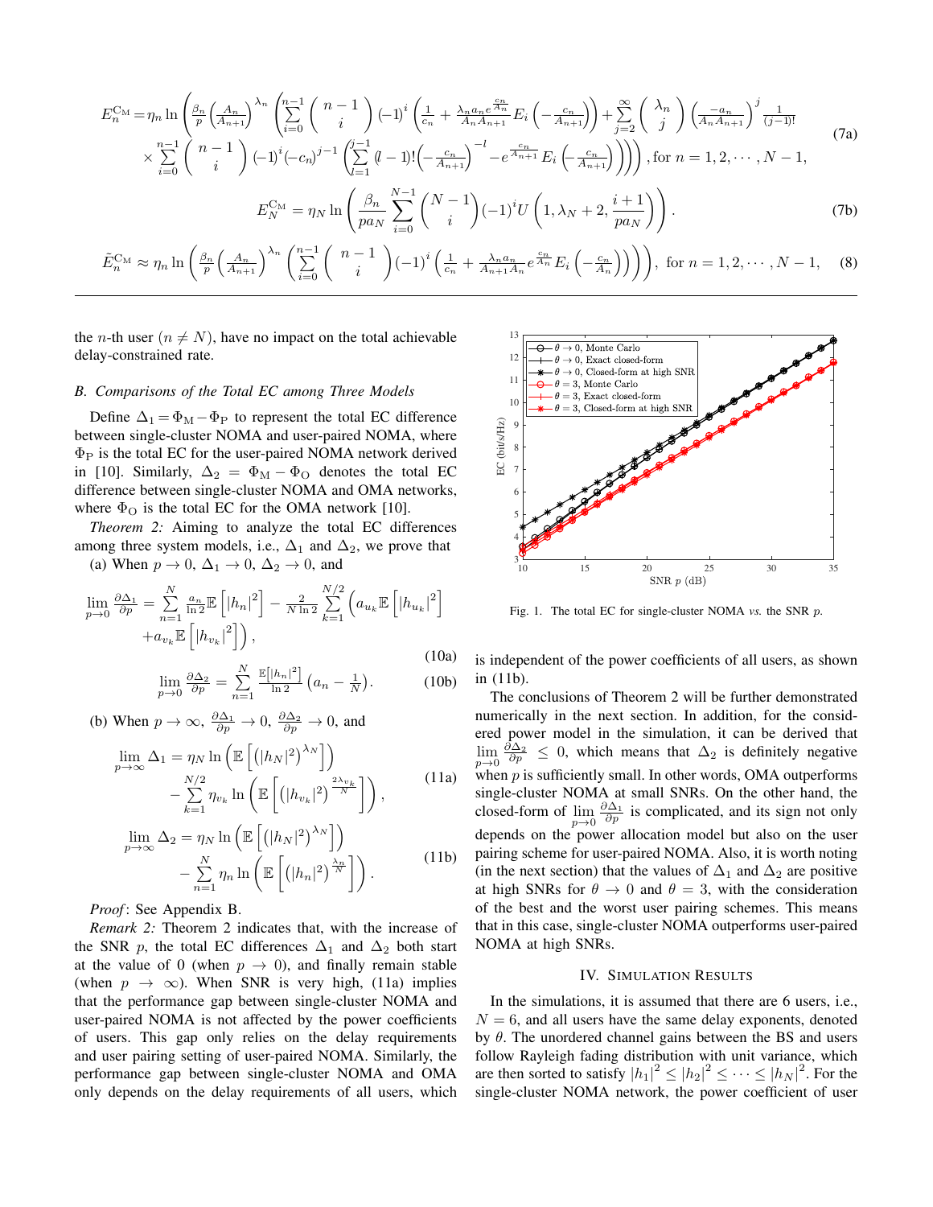$$E_n^{\mathrm{CM}} = \eta_n \ln\left(\frac{\beta_n}{p}\left(\frac{A_n}{A_{n+1}}\right)^{\lambda_n}\left(\sum_{i=0}^{n-1}\binom{n-1}{i}(-1)^i\left(\frac{1}{c_n}+\frac{\lambda_n a_n e^{\frac{c_n}{A_n}}}{A_n A_{n+1}}E_i\left(-\frac{c_n}{A_{n+1}}\right)\right)+\sum_{j=2}^{\infty}\binom{\lambda_n}{j}\left(\frac{-a_n}{A_n A_{n+1}}\right)^j\frac{1}{(j-1)!}\right.\right.$$
$$\left.\left.\times\sum_{i=0}^{n-1}\binom{n-1}{i}(-1)^i(-c_n)^{j-1}\left(\sum_{l=1}^{j-1}(l-1)!\left(-\frac{c_n}{A_{n+1}}\right)^{-l}-e^{\frac{c_n}{A_{n+1}}}E_i\left(-\frac{c_n}{A_{n+1}}\right)\right)\right)\right), \text{for } n=1,2,\cdots,N-1, \tag{7a}$$

$$E_N^{\mathrm{CM}} = \eta_N \ln\left(\frac{\beta_n}{pa_N}\sum_{i=0}^{N-1}\binom{N-1}{i}(-1)^i U\left(1,\lambda_N+2,\frac{i+1}{pa_N}\right)\right). \tag{7b}$$

$$\tilde{E}_n^{\mathrm{CM}} \approx \eta_n \ln\left(\frac{\beta_n}{p}\left(\frac{A_n}{A_{n+1}}\right)^{\lambda_n}\left(\sum_{i=0}^{n-1}\binom{n-1}{i}(-1)^i\left(\frac{1}{c_n}+\frac{\lambda_n a_n}{A_{n+1}A_n}e^{\frac{c_n}{A_n}}E_i\left(-\frac{c_n}{A_n}\right)\right)\right)\right), \text{ for } n=1,2,\cdots,N-1, \tag{8}$$

the $n$-th user ($n \neq N$), have no impact on the total achievable delay-constrained rate.

### B. Comparisons of the Total EC among Three Models

Define $\Delta_1 = \Phi_{\mathrm{M}} - \Phi_{\mathrm{P}}$ to represent the total EC difference between single-cluster NOMA and user-paired NOMA, where $\Phi_{\mathrm{P}}$ is the total EC for the user-paired NOMA network derived in [10]. Similarly, $\Delta_2 = \Phi_{\mathrm{M}} - \Phi_{\mathrm{O}}$ denotes the total EC difference between single-cluster NOMA and OMA networks, where $\Phi_{\mathrm{O}}$ is the total EC for the OMA network [10].

*Theorem 2:* Aiming to analyze the total EC differences among three system models, i.e., $\Delta_1$ and $\Delta_2$, we prove that

(a) When $p \to 0$, $\Delta_1 \to 0$, $\Delta_2 \to 0$, and

$$\lim_{p\to 0}\frac{\partial \Delta_1}{\partial p} = \sum_{n=1}^{N}\frac{a_n}{\ln 2}\mathbb{E}\left[|h_n|^2\right] - \frac{2}{N\ln 2}\sum_{k=1}^{N/2}\left(a_{u_k}\mathbb{E}\left[|h_{u_k}|^2\right] + a_{v_k}\mathbb{E}\left[|h_{v_k}|^2\right]\right), \tag{10a}$$

$$\lim_{p\to 0}\frac{\partial \Delta_2}{\partial p} = \sum_{n=1}^{N}\frac{\mathbb{E}\left[|h_n|^2\right]}{\ln 2}\left(a_n - \frac{1}{N}\right). \tag{10b}$$

(b) When $p \to \infty$, $\frac{\partial \Delta_1}{\partial p} \to 0$, $\frac{\partial \Delta_2}{\partial p} \to 0$, and

$$\lim_{p\to\infty}\Delta_1 = \eta_N \ln\left(\mathbb{E}\left[\left(|h_N|^2\right)^{\lambda_N}\right]\right) - \sum_{k=1}^{N/2}\eta_{v_k}\ln\left(\mathbb{E}\left[\left(|h_{v_k}|^2\right)^{\frac{2\lambda_{v_k}}{N}}\right]\right), \tag{11a}$$

$$\lim_{p\to\infty}\Delta_2 = \eta_N \ln\left(\mathbb{E}\left[\left(|h_N|^2\right)^{\lambda_N}\right]\right) - \sum_{n=1}^{N}\eta_n \ln\left(\mathbb{E}\left[\left(|h_n|^2\right)^{\frac{\lambda_n}{N}}\right]\right). \tag{11b}$$

*Proof*: See Appendix B.

*Remark 2:* Theorem 2 indicates that, with the increase of the SNR $p$, the total EC differences $\Delta_1$ and $\Delta_2$ both start at the value of 0 (when $p \to 0$), and finally remain stable (when $p \to \infty$). When SNR is very high, (11a) implies that the performance gap between single-cluster NOMA and user-paired NOMA is not affected by the power coefficients of users. This gap only relies on the delay requirements and user pairing setting of user-paired NOMA. Similarly, the performance gap between single-cluster NOMA and OMA only depends on the delay requirements of all users, which is independent of the power coefficients of all users, as shown in (11b).

The conclusions of Theorem 2 will be further demonstrated numerically in the next section. In addition, for the considered power model in the simulation, it can be derived that $\lim_{p\to 0}\frac{\partial \Delta_2}{\partial p} \le 0$, which means that $\Delta_2$ is definitely negative when $p$ is sufficiently small. In other words, OMA outperforms single-cluster NOMA at small SNRs. On the other hand, the closed-form of $\lim_{p\to 0}\frac{\partial \Delta_1}{\partial p}$ is complicated, and its sign not only depends on the power allocation model but also on the user pairing scheme for user-paired NOMA. Also, it is worth noting (in the next section) that the values of $\Delta_1$ and $\Delta_2$ are positive at high SNRs for $\theta \to 0$ and $\theta = 3$, with the consideration of the best and the worst user pairing schemes. This means that in this case, single-cluster NOMA outperforms user-paired NOMA at high SNRs.

θ → 0, Monte Carlo
θ → 0, Exact closed-form
θ → 0, Closed-form at high SNR
θ = 3, Monte Carlo
θ = 3, Exact closed-form
θ = 3, Closed-form at high SNR
EC (bit/s/Hz)
SNR $p$ (dB)
3 4 5 6 7 8 9 10 11 12 13
10 15 20 25 30 35

Fig. 1. The total EC for single-cluster NOMA *vs.* the SNR $p$.

## IV. Simulation Results

In the simulations, it is assumed that there are 6 users, i.e., $N = 6$, and all users have the same delay exponents, denoted by $\theta$. The unordered channel gains between the BS and users follow Rayleigh fading distribution with unit variance, which are then sorted to satisfy $|h_1|^2 \le |h_2|^2 \le \cdots \le |h_N|^2$. For the single-cluster NOMA network, the power coefficient of user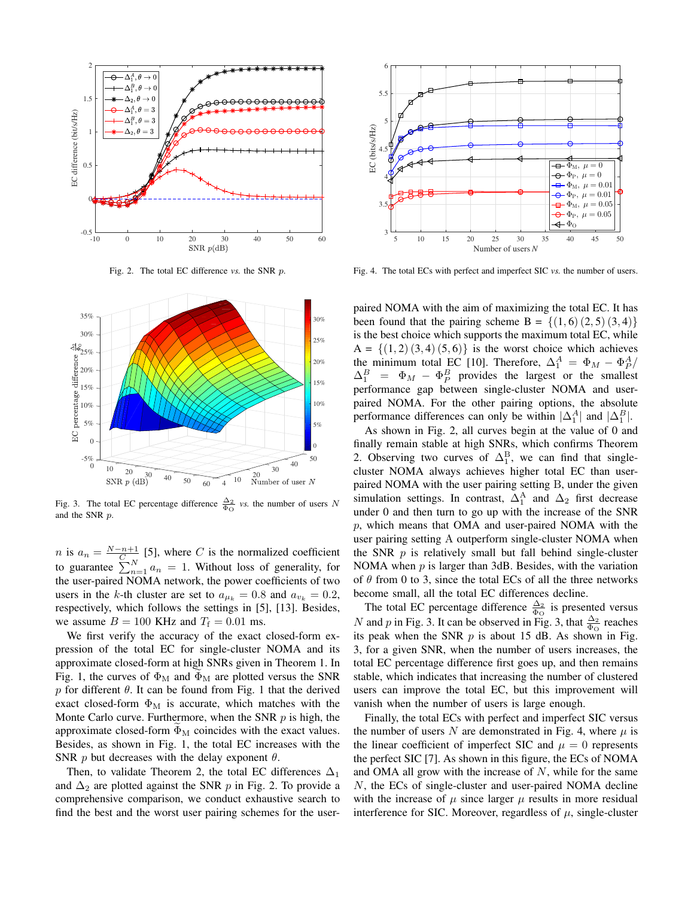2
1.5
1
0.5
0
-0.5
-10 0 10 20 30 40 50 60
SNR p(dB)
EC difference (bit/s/Hz)
$\Delta_1^A, \theta \to 0$
$\Delta_1^B, \theta \to 0$
$\Delta_2, \theta \to 0$
$\Delta_1^A, \theta = 3$
$\Delta_1^B, \theta = 3$
$\Delta_2, \theta = 3$

Fig. 2. The total EC difference *vs.* the SNR $p$.

6
5.5
5
4.5
4
3.5
3
5 10 15 20 25 30 35 40 45 50
Number of users $N$
EC (bits/s/Hz)
$\Phi_M$, $\mu = 0$
$\Phi_P$, $\mu = 0$
$\Phi_M$, $\mu = 0.01$
$\Phi_P$, $\mu = 0.01$
$\Phi_M$, $\mu = 0.05$
$\Phi_P$, $\mu = 0.05$
$\Phi_O$

Fig. 4. The total ECs with perfect and imperfect SIC *vs.* the number of users.

35%
30%
25%
20%
15%
10%
5%
0
-5%
EC percentage difference $\frac{\Delta_2}{\Phi_O}$
0 10 20 30 40 50 60
SNR $p$ (dB)
4 10 20 30 40 50
Number of user $N$
30%
25%
20%
15%
10%
5%
0

Fig. 3. The total EC percentage difference $\frac{\Delta_2}{\Phi_O}$ *vs.* the number of users $N$ and the SNR $p$.

$n$ is $a_n = \frac{N-n+1}{C}$ [5], where $C$ is the normalized coefficient to guarantee $\sum_{n=1}^{N} a_n = 1$. Without loss of generality, for the user-paired NOMA network, the power coefficients of two users in the $k$-th cluster are set to $a_{\mu_k} = 0.8$ and $a_{v_k} = 0.2$, respectively, which follows the settings in [5], [13]. Besides, we assume $B = 100$ KHz and $T_f = 0.01$ ms.

We first verify the accuracy of the exact closed-form expression of the total EC for single-cluster NOMA and its approximate closed-form at high SNRs given in Theorem 1. In Fig. 1, the curves of $\Phi_M$ and $\widetilde{\Phi}_M$ are plotted versus the SNR $p$ for different $\theta$. It can be found from Fig. 1 that the derived exact closed-form $\Phi_M$ is accurate, which matches with the Monte Carlo curve. Furthermore, when the SNR $p$ is high, the approximate closed-form $\widetilde{\Phi}_M$ coincides with the exact values. Besides, as shown in Fig. 1, the total EC increases with the SNR $p$ but decreases with the delay exponent $\theta$.

Then, to validate Theorem 2, the total EC differences $\Delta_1$ and $\Delta_2$ are plotted against the SNR $p$ in Fig. 2. To provide a comprehensive comparison, we conduct exhaustive search to find the best and the worst user pairing schemes for the user-paired NOMA with the aim of maximizing the total EC. It has been found that the pairing scheme $B = \{(1,6)\,(2,5)\,(3,4)\}$ is the best choice which supports the maximum total EC, while $A = \{(1,2)\,(3,4)\,(5,6)\}$ is the worst choice which achieves the minimum total EC [10]. Therefore, $\Delta_1^A = \Phi_M - \Phi_P^A$/ $\Delta_1^B = \Phi_M - \Phi_P^B$ provides the largest or the smallest performance gap between single-cluster NOMA and user-paired NOMA. For the other pairing options, the absolute performance differences can only be within $|\Delta_1^A|$ and $|\Delta_1^B|$.

As shown in Fig. 2, all curves begin at the value of 0 and finally remain stable at high SNRs, which confirms Theorem 2. Observing two curves of $\Delta_1^B$, we can find that single-cluster NOMA always achieves higher total EC than user-paired NOMA with the user pairing setting B, under the given simulation settings. In contrast, $\Delta_1^A$ and $\Delta_2$ first decrease under 0 and then turn to go up with the increase of the SNR $p$, which means that OMA and user-paired NOMA with the user pairing setting A outperform single-cluster NOMA when the SNR $p$ is relatively small but fall behind single-cluster NOMA when $p$ is larger than 3dB. Besides, with the variation of $\theta$ from 0 to 3, since the total ECs of all the three networks become small, all the total EC differences decline.

The total EC percentage difference $\frac{\Delta_2}{\Phi_O}$ is presented versus $N$ and $p$ in Fig. 3. It can be observed in Fig. 3, that $\frac{\Delta_2}{\Phi_O}$ reaches its peak when the SNR $p$ is about 15 dB. As shown in Fig. 3, for a given SNR, when the number of users increases, the total EC percentage difference first goes up, and then remains stable, which indicates that increasing the number of clustered users can improve the total EC, but this improvement will vanish when the number of users is large enough.

Finally, the total ECs with perfect and imperfect SIC versus the number of users $N$ are demonstrated in Fig. 4, where $\mu$ is the linear coefficient of imperfect SIC and $\mu = 0$ represents the perfect SIC [7]. As shown in this figure, the ECs of NOMA and OMA all grow with the increase of $N$, while for the same $N$, the ECs of single-cluster and user-paired NOMA decline with the increase of $\mu$ since larger $\mu$ results in more residual interference for SIC. Moreover, regardless of $\mu$, single-cluster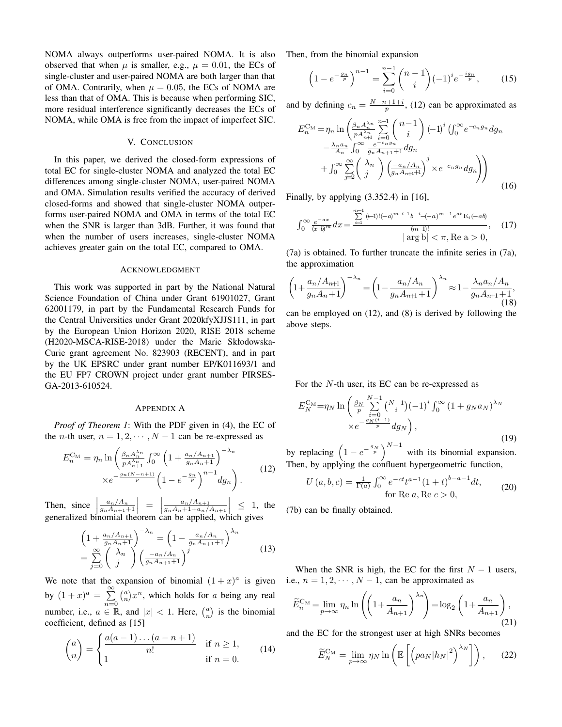NOMA always outperforms user-paired NOMA. It is also observed that when $\mu$ is smaller, e.g., $\mu = 0.01$, the ECs of single-cluster and user-paired NOMA are both larger than that of OMA. Contrarily, when $\mu = 0.05$, the ECs of NOMA are less than that of OMA. This is because when performing SIC, more residual interference significantly decreases the ECs of NOMA, while OMA is free from the impact of imperfect SIC.

## V. Conclusion

In this paper, we derived the closed-form expressions of total EC for single-cluster NOMA and analyzed the total EC differences among single-cluster NOMA, user-paired NOMA and OMA. Simulation results verified the accuracy of derived closed-forms and showed that single-cluster NOMA outperforms user-paired NOMA and OMA in terms of the total EC when the SNR is larger than 3dB. Further, it was found that when the number of users increases, single-cluster NOMA achieves greater gain on the total EC, compared to OMA.

## Acknowledgment

This work was supported in part by the National Natural Science Foundation of China under Grant 61901027, Grant 62001179, in part by the Fundamental Research Funds for the Central Universities under Grant 2020kfyXJJS111, in part by the European Union Horizon 2020, RISE 2018 scheme (H2020-MSCA-RISE-2018) under the Marie Skłodowska-Curie grant agreement No. 823903 (RECENT), and in part by the UK EPSRC under grant number EP/K011693/1 and the EU FP7 CROWN project under grant number PIRSES-GA-2013-610524.

## Appendix A

*Proof of Theorem 1*: With the PDF given in (4), the EC of the $n$-th user, $n = 1, 2, \cdots, N-1$ can be re-expressed as

$$E_n^{\mathrm{C_M}} = \eta_n \ln\left(\frac{\beta_n A_n^{\lambda_n}}{p A_{n+1}^{\lambda_n}} \int_0^\infty \left(1 + \frac{a_n/A_{n+1}}{g_n A_n + 1}\right)^{-\lambda_n} \times e^{-\frac{g_n(N-n+1)}{p}} \left(1 - e^{-\frac{g_n}{p}}\right)^{n-1} dg_n\right). \tag{12}$$

Then, since $\left|\frac{a_n/A_n}{g_n A_{n+1}+1}\right| = \left|\frac{a_n/A_{n+1}}{g_n A_n + 1 + a_n/A_{n+1}}\right| \leq 1$, the generalized binomial theorem can be applied, which gives

$$\begin{aligned}&\left(1 + \frac{a_n/A_{n+1}}{g_n A_n + 1}\right)^{-\lambda_n} = \left(1 - \frac{a_n/A_n}{g_n A_{n+1} + 1}\right)^{\lambda_n} \\ &= \sum_{j=0}^{\infty} \binom{\lambda_n}{j} \left(\frac{-a_n/A_n}{g_n A_{n+1} + 1}\right)^j\end{aligned} \tag{13}$$

We note that the expansion of binomial $(1+x)^a$ is given by $(1+x)^a = \sum_{n=0}^{\infty} \binom{a}{n} x^n$, which holds for $a$ being any real number, i.e., $a \in \mathbb{R}$, and $|x| < 1$. Here, $\binom{a}{n}$ is the binomial coefficient, defined as [15]

$$\binom{a}{n} = \begin{cases} \dfrac{a(a-1)\ldots(a-n+1)}{n!} & \text{if } n \geq 1, \\ 1 & \text{if } n = 0. \end{cases} \tag{14}$$

Then, from the binomial expansion

$$\left(1 - e^{-\frac{g_n}{p}}\right)^{n-1} = \sum_{i=0}^{n-1} \binom{n-1}{i} (-1)^i e^{-\frac{i g_n}{p}}, \tag{15}$$

and by defining $c_n = \frac{N-n+1+i}{p}$, (12) can be approximated as

$$\begin{aligned}E_n^{\mathrm{C_M}} = \eta_n \ln\Bigg(&\frac{\beta_n A_n^{\lambda_n}}{p A_{n+1}^{\lambda_n}} \sum_{i=0}^{n-1} \binom{n-1}{i} (-1)^i \Big(\int_0^\infty e^{-c_n g_n} dg_n \\ &- \frac{\lambda_n a_n}{A_n} \int_0^\infty \frac{e^{-c_n g_n}}{g_n A_{n+1} + 1} dg_n \\ &+ \int_0^\infty \sum_{j=2}^{\infty} \binom{\lambda_n}{j} \left(\frac{-a_n/A_n}{g_n A_{n+1} + 1}\right)^j \times e^{-c_n g_n} dg_n\Big)\Bigg)\end{aligned} \tag{16}$$

Finally, by applying (3.352.4) in [16],

$$\int_0^\infty \frac{e^{-ax}}{(x+b)^m} dx = \frac{\sum_{i=1}^{m-1} (i-1)!(-a)^{m-i-1} b^{-i} - (-a)^{m-1} e^{ab} \mathrm{E_i}(-ab)}{(m-1)!}, \quad |\arg \mathrm{b}| < \pi, \mathrm{Re\ a} > 0, \tag{17}$$

(7a) is obtained. To further truncate the infinite series in (7a), the approximation

$$\left(1 + \frac{a_n/A_{n+1}}{g_n A_n + 1}\right)^{-\lambda_n} = \left(1 - \frac{a_n/A_n}{g_n A_{n+1} + 1}\right)^{\lambda_n} \approx 1 - \frac{\lambda_n a_n/A_n}{g_n A_{n+1} + 1}, \tag{18}$$

can be employed on (12), and (8) is derived by following the above steps.

For the $N$-th user, its EC can be re-expressed as

$$E_N^{\mathrm{C_M}} = \eta_N \ln\left(\frac{\beta_N}{p} \sum_{i=0}^{N-1} \binom{N-1}{i} (-1)^i \int_0^\infty (1 + g_N a_N)^{\lambda_N} \times e^{-\frac{g_N(i+1)}{p}} dg_N\right), \tag{19}$$

by replacing $\left(1 - e^{-\frac{g_N}{p}}\right)^{N-1}$ with its binomial expansion. Then, by applying the confluent hypergeometric function,

$$U(a, b, c) = \frac{1}{\Gamma(a)} \int_0^\infty e^{-ct} t^{a-1} (1+t)^{b-a-1} dt, \quad \text{for } \mathrm{Re}\, a, \mathrm{Re}\, c > 0, \tag{20}$$

(7b) can be finally obtained.

When the SNR is high, the EC for the first $N-1$ users, i.e., $n = 1, 2, \cdots, N-1$, can be approximated as

$$\widetilde{E}_n^{\mathrm{C_M}} = \lim_{p \to \infty} \eta_n \ln\left(\left(1 + \frac{a_n}{A_{n+1}}\right)^{\lambda_n}\right) = \log_2\left(1 + \frac{a_n}{A_{n+1}}\right), \tag{21}$$

and the EC for the strongest user at high SNRs becomes

$$\widetilde{E}_N^{\mathrm{C_M}} = \lim_{p \to \infty} \eta_N \ln\left(\mathbb{E}\left[\left(p a_N |h_N|^2\right)^{\lambda_N}\right]\right), \tag{22}$$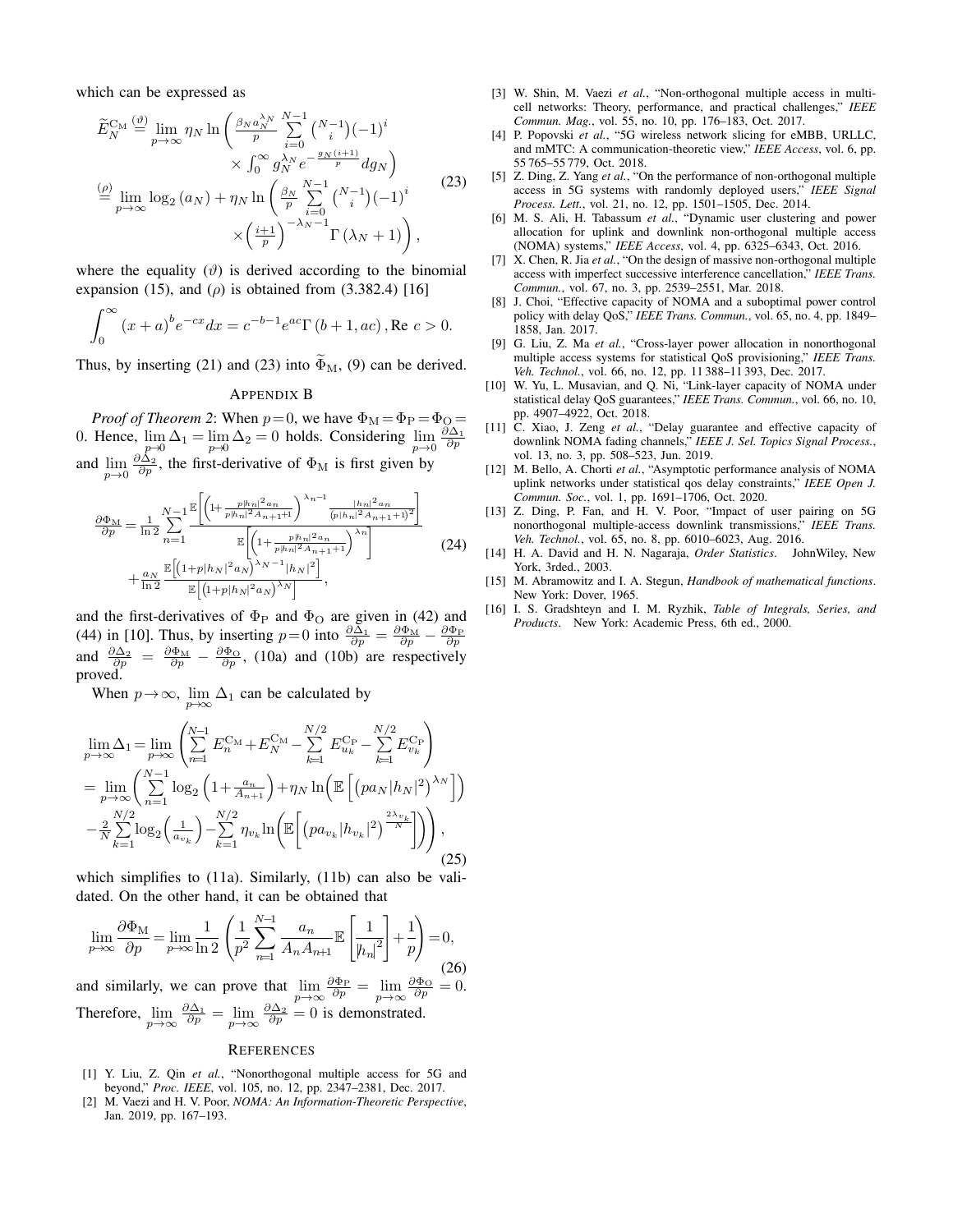which can be expressed as

$$
\begin{aligned}
\widetilde{E}_N^{\mathrm{C_M}} &\overset{(\vartheta)}{=} \lim_{p\to\infty} \eta_N \ln\Bigg( \frac{\beta_N a_N^{\lambda_N}}{p} \sum_{i=0}^{N-1} \binom{N-1}{i} (-1)^i \\
&\quad \times \int_0^\infty g_N^{\lambda_N} e^{-\frac{g_N (i+1)}{p}} dg_N \Bigg) \\
&\overset{(\rho)}{=} \lim_{p\to\infty} \log_2(a_N) + \eta_N \ln\Bigg( \frac{\beta_N}{p} \sum_{i=0}^{N-1} \binom{N-1}{i} (-1)^i \\
&\quad \times \left(\frac{i+1}{p}\right)^{-\lambda_N - 1} \Gamma(\lambda_N + 1) \Bigg),
\end{aligned} \tag{23}
$$

where the equality $(\vartheta)$ is derived according to the binomial expansion (15), and $(\rho)$ is obtained from (3.382.4) [16]

$$
\int_0^\infty (x+a)^b e^{-cx} dx = c^{-b-1} e^{ac} \Gamma(b+1, ac), \mathrm{Re}\ c > 0.
$$

Thus, by inserting (21) and (23) into $\widetilde{\Phi}_{\mathrm{M}}$, (9) can be derived.

## Appendix B

*Proof of Theorem 2*: When $p = 0$, we have $\Phi_{\mathrm{M}} = \Phi_{\mathrm{P}} = \Phi_{\mathrm{O}} = 0$. Hence, $\lim_{p\to 0} \Delta_1 = \lim_{p\to 0} \Delta_2 = 0$ holds. Considering $\lim_{p\to 0} \frac{\partial \Delta_1}{\partial p}$ and $\lim_{p\to 0} \frac{\partial \Delta_2}{\partial p}$, the first-derivative of $\Phi_{\mathrm{M}}$ is first given by

$$
\begin{aligned}
\frac{\partial \Phi_{\mathrm{M}}}{\partial p} &= \frac{1}{\ln 2} \sum_{n=1}^{N-1} \frac{\mathbb{E}\left[ \left(1 + \frac{p|h_n|^2 a_n}{p|h_n|^2 A_{n+1} + 1}\right)^{\lambda_n - 1} \frac{|h_n|^2 a_n}{(p|h_n|^2 A_{n+1} + 1)^2} \right]}{\mathbb{E}\left[ \left(1 + \frac{p|h_n|^2 a_n}{p|h_n|^2 A_{n+1} + 1}\right)^{\lambda_n} \right]} \\
&\quad + \frac{a_N}{\ln 2} \frac{\mathbb{E}\left[ \left(1 + p|h_N|^2 a_N\right)^{\lambda_N - 1} |h_N|^2 \right]}{\mathbb{E}\left[ \left(1 + p|h_N|^2 a_N\right)^{\lambda_N} \right]},
\end{aligned} \tag{24}
$$

and the first-derivatives of $\Phi_{\mathrm{P}}$ and $\Phi_{\mathrm{O}}$ are given in (42) and (44) in [10]. Thus, by inserting $p = 0$ into $\frac{\partial \Delta_1}{\partial p} = \frac{\partial \Phi_{\mathrm{M}}}{\partial p} - \frac{\partial \Phi_{\mathrm{P}}}{\partial p}$ and $\frac{\partial \Delta_2}{\partial p} = \frac{\partial \Phi_{\mathrm{M}}}{\partial p} - \frac{\partial \Phi_{\mathrm{O}}}{\partial p}$, (10a) and (10b) are respectively proved.

When $p \to \infty$, $\lim_{p\to\infty} \Delta_1$ can be calculated by

$$
\begin{aligned}
\lim_{p\to\infty} \Delta_1 &= \lim_{p\to\infty} \left( \sum_{n=1}^{N-1} E_n^{\mathrm{C_M}} + E_N^{\mathrm{C_M}} - \sum_{k=1}^{N/2} E_{u_k}^{\mathrm{C_P}} - \sum_{k=1}^{N/2} E_{v_k}^{\mathrm{C_P}} \right) \\
&= \lim_{p\to\infty} \Bigg( \sum_{n=1}^{N-1} \log_2\left(1 + \frac{a_n}{A_{n+1}}\right) + \eta_N \ln\left( \mathbb{E}\left[ \left(p a_N |h_N|^2\right)^{\lambda_N} \right] \right) \\
&\quad - \frac{2}{N} \sum_{k=1}^{N/2} \log_2\left(\frac{1}{a_{v_k}}\right) - \sum_{k=1}^{N/2} \eta_{v_k} \ln\left( \mathbb{E}\left[ \left(p a_{v_k} |h_{v_k}|^2\right)^{\frac{2\lambda_{v_k}}{N}} \right] \right) \Bigg),
\end{aligned} \tag{25}
$$

which simplifies to (11a). Similarly, (11b) can also be validated. On the other hand, it can be obtained that

$$
\lim_{p\to\infty} \frac{\partial \Phi_{\mathrm{M}}}{\partial p} = \lim_{p\to\infty} \frac{1}{\ln 2} \left( \frac{1}{p^2} \sum_{n=1}^{N-1} \frac{a_n}{A_n A_{n+1}} \mathbb{E}\left[ \frac{1}{|h_n|^2} \right] + \frac{1}{p} \right) = 0, \tag{26}
$$

and similarly, we can prove that $\lim_{p\to\infty} \frac{\partial \Phi_{\mathrm{P}}}{\partial p} = \lim_{p\to\infty} \frac{\partial \Phi_{\mathrm{O}}}{\partial p} = 0$. Therefore, $\lim_{p\to\infty} \frac{\partial \Delta_1}{\partial p} = \lim_{p\to\infty} \frac{\partial \Delta_2}{\partial p} = 0$ is demonstrated.

## References

[1] Y. Liu, Z. Qin *et al.*, "Nonorthogonal multiple access for 5G and beyond," *Proc. IEEE*, vol. 105, no. 12, pp. 2347–2381, Dec. 2017.

[2] M. Vaezi and H. V. Poor, *NOMA: An Information-Theoretic Perspective*, Jan. 2019, pp. 167–193.

[3] W. Shin, M. Vaezi *et al.*, "Non-orthogonal multiple access in multi-cell networks: Theory, performance, and practical challenges," *IEEE Commun. Mag.*, vol. 55, no. 10, pp. 176–183, Oct. 2017.

[4] P. Popovski *et al.*, "5G wireless network slicing for eMBB, URLLC, and mMTC: A communication-theoretic view," *IEEE Access*, vol. 6, pp. 55 765–55 779, Oct. 2018.

[5] Z. Ding, Z. Yang *et al.*, "On the performance of non-orthogonal multiple access in 5G systems with randomly deployed users," *IEEE Signal Process. Lett.*, vol. 21, no. 12, pp. 1501–1505, Dec. 2014.

[6] M. S. Ali, H. Tabassum *et al.*, "Dynamic user clustering and power allocation for uplink and downlink non-orthogonal multiple access (NOMA) systems," *IEEE Access*, vol. 4, pp. 6325–6343, Oct. 2016.

[7] X. Chen, R. Jia *et al.*, "On the design of massive non-orthogonal multiple access with imperfect successive interference cancellation," *IEEE Trans. Commun.*, vol. 67, no. 3, pp. 2539–2551, Mar. 2018.

[8] J. Choi, "Effective capacity of NOMA and a suboptimal power control policy with delay QoS," *IEEE Trans. Commun.*, vol. 65, no. 4, pp. 1849–1858, Jan. 2017.

[9] G. Liu, Z. Ma *et al.*, "Cross-layer power allocation in nonorthogonal multiple access systems for statistical QoS provisioning," *IEEE Trans. Veh. Technol.*, vol. 66, no. 12, pp. 11 388–11 393, Dec. 2017.

[10] W. Yu, L. Musavian, and Q. Ni, "Link-layer capacity of NOMA under statistical delay QoS guarantees," *IEEE Trans. Commun.*, vol. 66, no. 10, pp. 4907–4922, Oct. 2018.

[11] C. Xiao, J. Zeng *et al.*, "Delay guarantee and effective capacity of downlink NOMA fading channels," *IEEE J. Sel. Topics Signal Process.*, vol. 13, no. 3, pp. 508–523, Jun. 2019.

[12] M. Bello, A. Chorti *et al.*, "Asymptotic performance analysis of NOMA uplink networks under statistical qos delay constraints," *IEEE Open J. Commun. Soc.*, vol. 1, pp. 1691–1706, Oct. 2020.

[13] Z. Ding, P. Fan, and H. V. Poor, "Impact of user pairing on 5G nonorthogonal multiple-access downlink transmissions," *IEEE Trans. Veh. Technol.*, vol. 65, no. 8, pp. 6010–6023, Aug. 2016.

[14] H. A. David and H. N. Nagaraja, *Order Statistics*. JohnWiley, New York, 3rded., 2003.

[15] M. Abramowitz and I. A. Stegun, *Handbook of mathematical functions*. New York: Dover, 1965.

[16] I. S. Gradshteyn and I. M. Ryzhik, *Table of Integrals, Series, and Products*. New York: Academic Press, 6th ed., 2000.